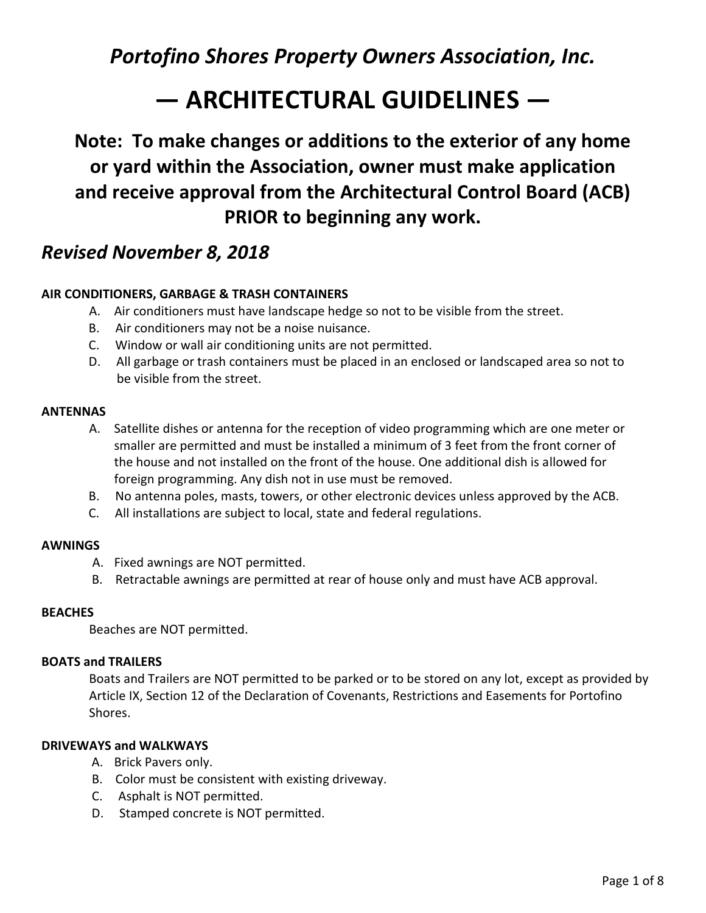# *Portofino Shores Property Owners Association, Inc.*

# — ARCHITECTURAL GUIDELINES —

## Note: To make changes or additions to the exterior of any home or yard within the Association, owner must make application and receive approval from the Architectural Control Board (ACB) PRIOR to beginning any work.

## *Revised November 8, 2018*

**AIR CONDITIONERS, GARBAGE & TRASH CONTAINERS**

A. Air conditioners must have landscape hedge so not to be visible from the street.
B. Air conditioners may not be a noise nuisance.
C. Window or wall air conditioning units are not permitted.
D. All garbage or trash containers must be placed in an enclosed or landscaped area so not to be visible from the street.

**ANTENNAS**

A. Satellite dishes or antenna for the reception of video programming which are one meter or smaller are permitted and must be installed a minimum of 3 feet from the front corner of the house and not installed on the front of the house. One additional dish is allowed for foreign programming. Any dish not in use must be removed.
B. No antenna poles, masts, towers, or other electronic devices unless approved by the ACB.
C. All installations are subject to local, state and federal regulations.

**AWNINGS**

A. Fixed awnings are NOT permitted.
B. Retractable awnings are permitted at rear of house only and must have ACB approval.

**BEACHES**

Beaches are NOT permitted.

**BOATS and TRAILERS**

Boats and Trailers are NOT permitted to be parked or to be stored on any lot, except as provided by Article IX, Section 12 of the Declaration of Covenants, Restrictions and Easements for Portofino Shores.

**DRIVEWAYS and WALKWAYS**

A. Brick Pavers only.
B. Color must be consistent with existing driveway.
C. Asphalt is NOT permitted.
D. Stamped concrete is NOT permitted.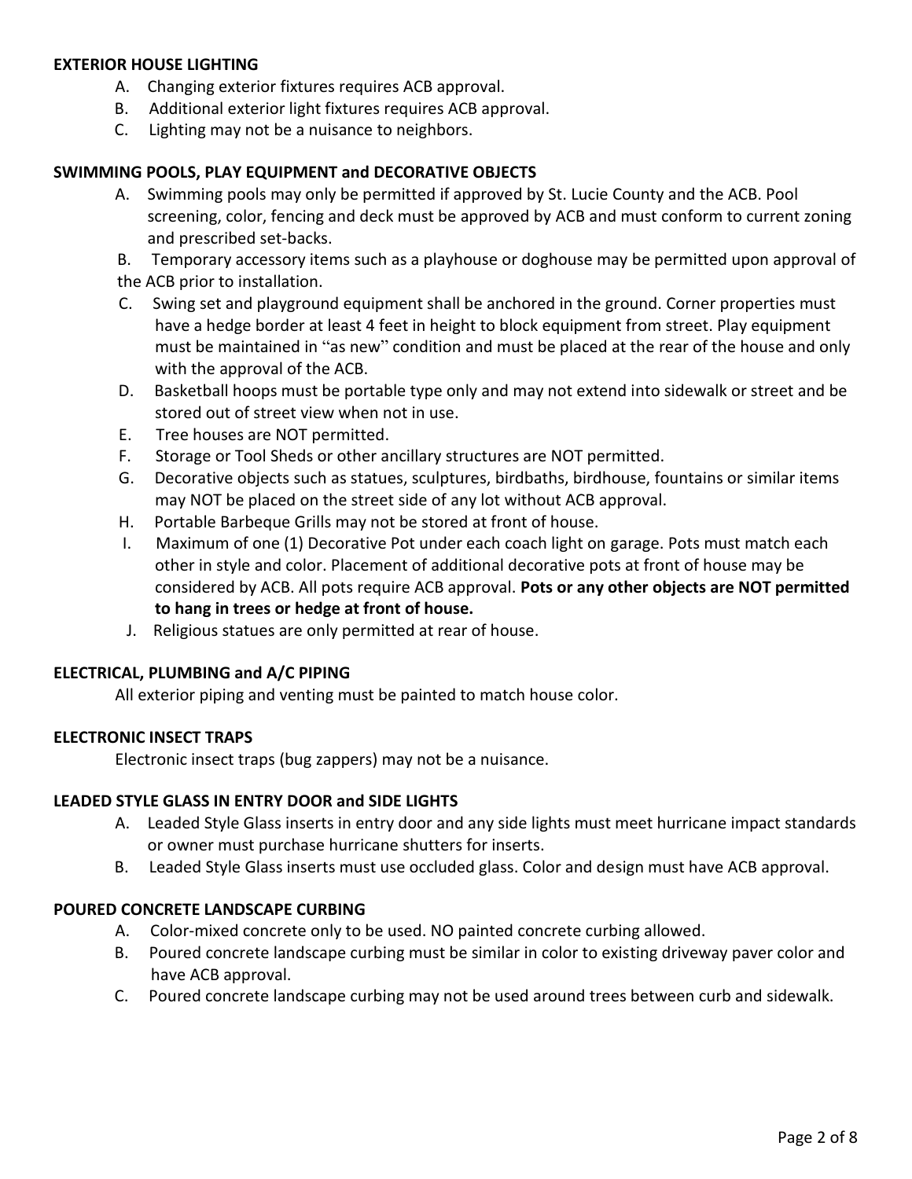**EXTERIOR HOUSE LIGHTING**

A. Changing exterior fixtures requires ACB approval.
B. Additional exterior light fixtures requires ACB approval.
C. Lighting may not be a nuisance to neighbors.

**SWIMMING POOLS, PLAY EQUIPMENT and DECORATIVE OBJECTS**

A. Swimming pools may only be permitted if approved by St. Lucie County and the ACB. Pool screening, color, fencing and deck must be approved by ACB and must conform to current zoning and prescribed set-backs.
B. Temporary accessory items such as a playhouse or doghouse may be permitted upon approval of the ACB prior to installation.
C. Swing set and playground equipment shall be anchored in the ground. Corner properties must have a hedge border at least 4 feet in height to block equipment from street. Play equipment must be maintained in "as new" condition and must be placed at the rear of the house and only with the approval of the ACB.
D. Basketball hoops must be portable type only and may not extend into sidewalk or street and be stored out of street view when not in use.
E. Tree houses are NOT permitted.
F. Storage or Tool Sheds or other ancillary structures are NOT permitted.
G. Decorative objects such as statues, sculptures, birdbaths, birdhouse, fountains or similar items may NOT be placed on the street side of any lot without ACB approval.
H. Portable Barbeque Grills may not be stored at front of house.
I. Maximum of one (1) Decorative Pot under each coach light on garage. Pots must match each other in style and color. Placement of additional decorative pots at front of house may be considered by ACB. All pots require ACB approval. **Pots or any other objects are NOT permitted to hang in trees or hedge at front of house.**
J. Religious statues are only permitted at rear of house.

**ELECTRICAL, PLUMBING and A/C PIPING**

All exterior piping and venting must be painted to match house color.

**ELECTRONIC INSECT TRAPS**

Electronic insect traps (bug zappers) may not be a nuisance.

**LEADED STYLE GLASS IN ENTRY DOOR and SIDE LIGHTS**

A. Leaded Style Glass inserts in entry door and any side lights must meet hurricane impact standards or owner must purchase hurricane shutters for inserts.
B. Leaded Style Glass inserts must use occluded glass. Color and design must have ACB approval.

**POURED CONCRETE LANDSCAPE CURBING**

A. Color-mixed concrete only to be used. NO painted concrete curbing allowed.
B. Poured concrete landscape curbing must be similar in color to existing driveway paver color and have ACB approval.
C. Poured concrete landscape curbing may not be used around trees between curb and sidewalk.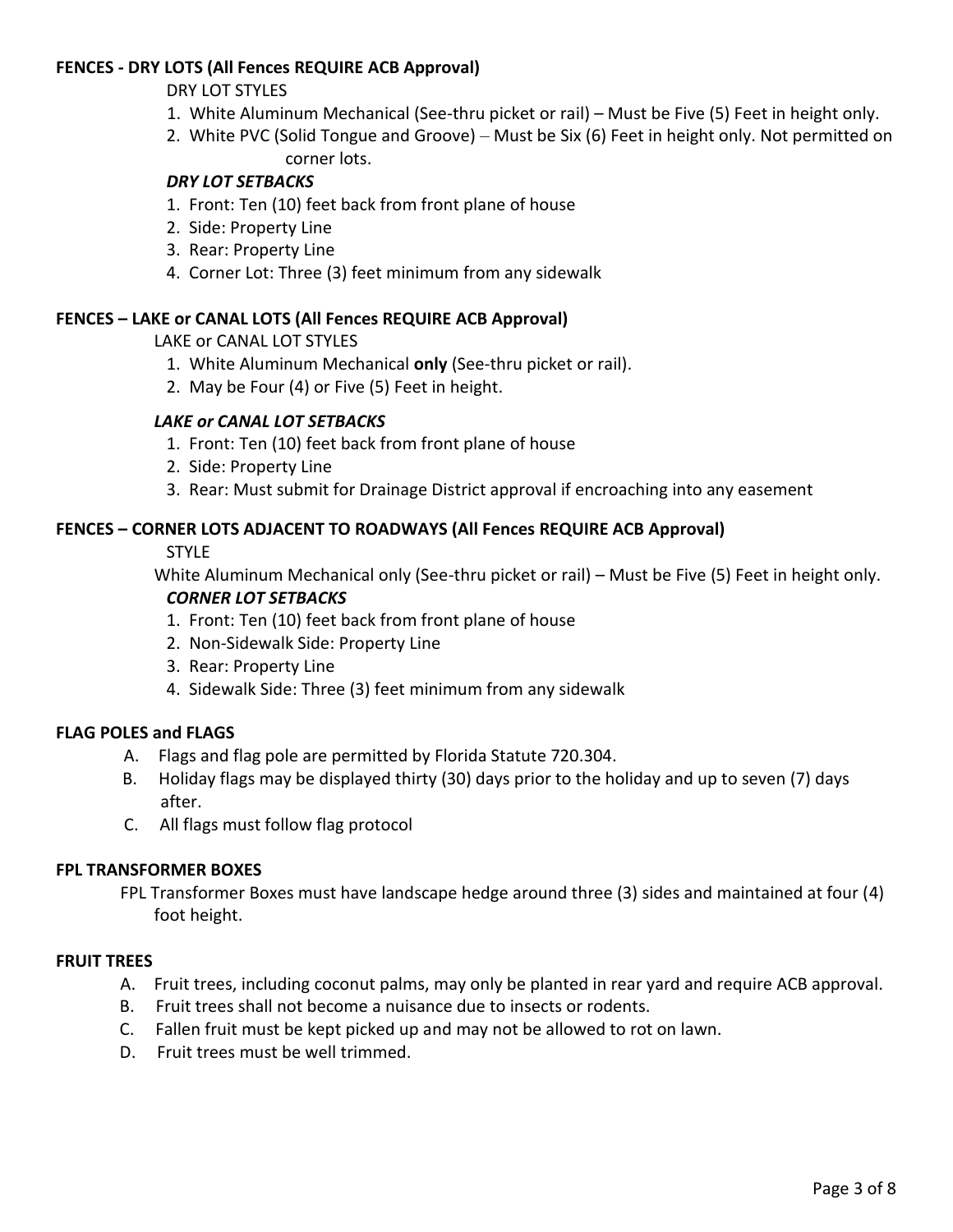**FENCES - DRY LOTS (All Fences REQUIRE ACB Approval)**

DRY LOT STYLES

1. White Aluminum Mechanical (See-thru picket or rail) – Must be Five (5) Feet in height only.
2. White PVC (Solid Tongue and Groove) – Must be Six (6) Feet in height only. Not permitted on corner lots.

***DRY LOT SETBACKS***

1. Front: Ten (10) feet back from front plane of house
2. Side: Property Line
3. Rear: Property Line
4. Corner Lot: Three (3) feet minimum from any sidewalk

**FENCES – LAKE or CANAL LOTS (All Fences REQUIRE ACB Approval)**

LAKE or CANAL LOT STYLES

1. White Aluminum Mechanical **only** (See-thru picket or rail).
2. May be Four (4) or Five (5) Feet in height.

***LAKE or CANAL LOT SETBACKS***

1. Front: Ten (10) feet back from front plane of house
2. Side: Property Line
3. Rear: Must submit for Drainage District approval if encroaching into any easement

**FENCES – CORNER LOTS ADJACENT TO ROADWAYS (All Fences REQUIRE ACB Approval)**

STYLE

White Aluminum Mechanical only (See-thru picket or rail) – Must be Five (5) Feet in height only.

***CORNER LOT SETBACKS***

1. Front: Ten (10) feet back from front plane of house
2. Non-Sidewalk Side: Property Line
3. Rear: Property Line
4. Sidewalk Side: Three (3) feet minimum from any sidewalk

**FLAG POLES and FLAGS**

A. Flags and flag pole are permitted by Florida Statute 720.304.
B. Holiday flags may be displayed thirty (30) days prior to the holiday and up to seven (7) days after.
C. All flags must follow flag protocol

**FPL TRANSFORMER BOXES**

FPL Transformer Boxes must have landscape hedge around three (3) sides and maintained at four (4) foot height.

**FRUIT TREES**

A. Fruit trees, including coconut palms, may only be planted in rear yard and require ACB approval.
B. Fruit trees shall not become a nuisance due to insects or rodents.
C. Fallen fruit must be kept picked up and may not be allowed to rot on lawn.
D. Fruit trees must be well trimmed.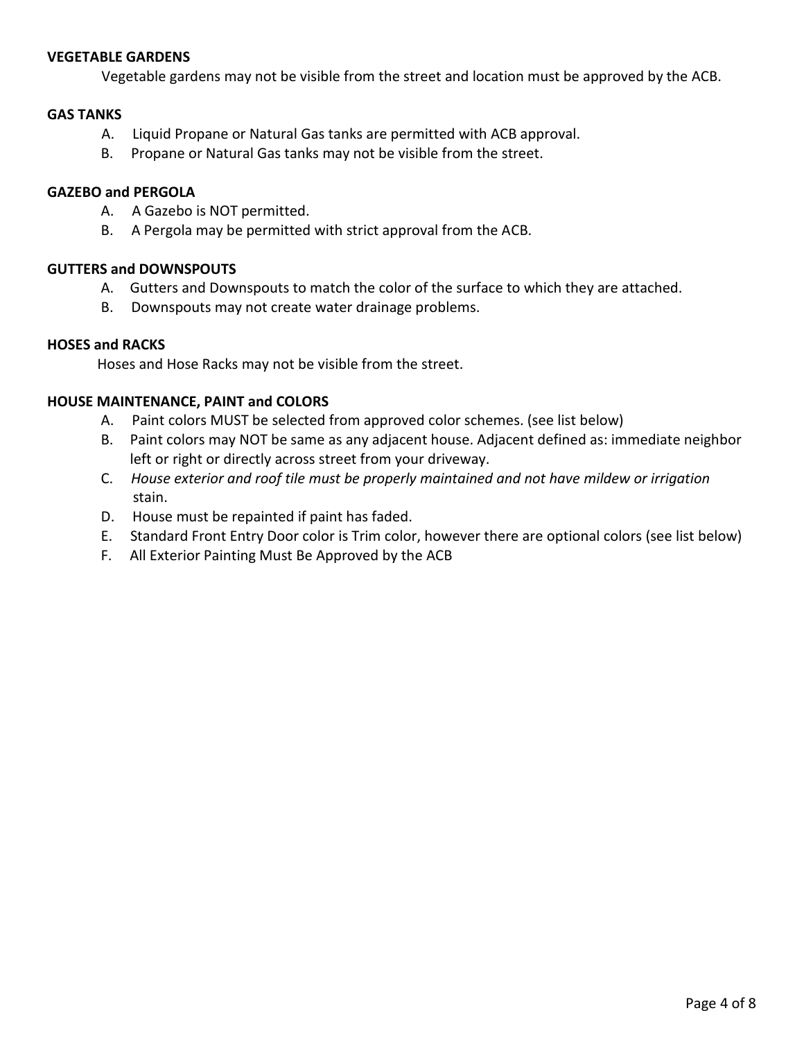**VEGETABLE GARDENS**

Vegetable gardens may not be visible from the street and location must be approved by the ACB.

**GAS TANKS**

A. Liquid Propane or Natural Gas tanks are permitted with ACB approval.
B. Propane or Natural Gas tanks may not be visible from the street.

**GAZEBO and PERGOLA**

A. A Gazebo is NOT permitted.
B. A Pergola may be permitted with strict approval from the ACB.

**GUTTERS and DOWNSPOUTS**

A. Gutters and Downspouts to match the color of the surface to which they are attached.
B. Downspouts may not create water drainage problems.

**HOSES and RACKS**

Hoses and Hose Racks may not be visible from the street.

**HOUSE MAINTENANCE, PAINT and COLORS**

A. Paint colors MUST be selected from approved color schemes. (see list below)
B. Paint colors may NOT be same as any adjacent house. Adjacent defined as: immediate neighbor left or right or directly across street from your driveway.
C. *House exterior and roof tile must be properly maintained and not have mildew or irrigation stain.*
D. House must be repainted if paint has faded.
E. Standard Front Entry Door color is Trim color, however there are optional colors (see list below)
F. All Exterior Painting Must Be Approved by the ACB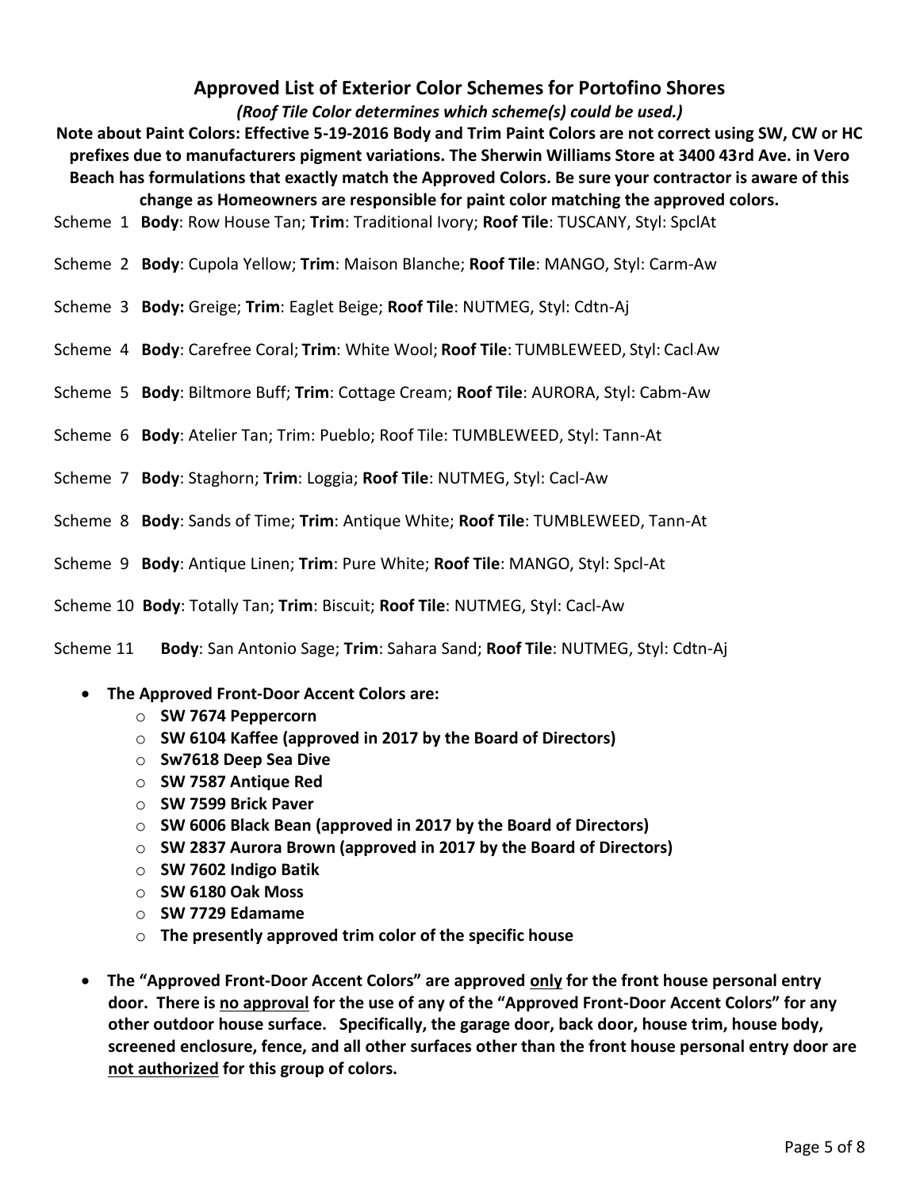## Approved List of Exterior Color Schemes for Portofino Shores

***(Roof Tile Color determines which scheme(s) could be used.)***

**Note about Paint Colors: Effective 5-19-2016 Body and Trim Paint Colors are not correct using SW, CW or HC prefixes due to manufacturers pigment variations. The Sherwin Williams Store at 3400 43rd Ave. in Vero Beach has formulations that exactly match the Approved Colors. Be sure your contractor is aware of this change as Homeowners are responsible for paint color matching the approved colors.**

Scheme 1 **Body**: Row House Tan; **Trim**: Traditional Ivory; **Roof Tile**: TUSCANY, Styl: SpclAt

Scheme 2 **Body**: Cupola Yellow; **Trim**: Maison Blanche; **Roof Tile**: MANGO, Styl: Carm-Aw

Scheme 3 **Body:** Greige; **Trim**: Eaglet Beige; **Roof Tile**: NUTMEG, Styl: Cdtn-Aj

Scheme 4 **Body**: Carefree Coral; **Trim**: White Wool; **Roof Tile**: TUMBLEWEED, Styl: Cacl-Aw

Scheme 5 **Body**: Biltmore Buff; **Trim**: Cottage Cream; **Roof Tile**: AURORA, Styl: Cabm-Aw

Scheme 6 **Body**: Atelier Tan; Trim: Pueblo; Roof Tile: TUMBLEWEED, Styl: Tann-At

Scheme 7 **Body**: Staghorn; **Trim**: Loggia; **Roof Tile**: NUTMEG, Styl: Cacl-Aw

Scheme 8 **Body**: Sands of Time; **Trim**: Antique White; **Roof Tile**: TUMBLEWEED, Tann-At

Scheme 9 **Body**: Antique Linen; **Trim**: Pure White; **Roof Tile**: MANGO, Styl: Spcl-At

Scheme 10 **Body**: Totally Tan; **Trim**: Biscuit; **Roof Tile**: NUTMEG, Styl: Cacl-Aw

Scheme 11 **Body**: San Antonio Sage; **Trim**: Sahara Sand; **Roof Tile**: NUTMEG, Styl: Cdtn-Aj

- **The Approved Front-Door Accent Colors are:**
  - **SW 7674 Peppercorn**
  - **SW 6104 Kaffee (approved in 2017 by the Board of Directors)**
  - **Sw7618 Deep Sea Dive**
  - **SW 7587 Antique Red**
  - **SW 7599 Brick Paver**
  - **SW 6006 Black Bean (approved in 2017 by the Board of Directors)**
  - **SW 2837 Aurora Brown (approved in 2017 by the Board of Directors)**
  - **SW 7602 Indigo Batik**
  - **SW 6180 Oak Moss**
  - **SW 7729 Edamame**
  - **The presently approved trim color of the specific house**

- **The "Approved Front-Door Accent Colors" are approved <u>only</u> for the front house personal entry door. There is <u>no approval</u> for the use of any of the "Approved Front-Door Accent Colors" for any other outdoor house surface. Specifically, the garage door, back door, house trim, house body, screened enclosure, fence, and all other surfaces other than the front house personal entry door are <u>not authorized</u> for this group of colors.**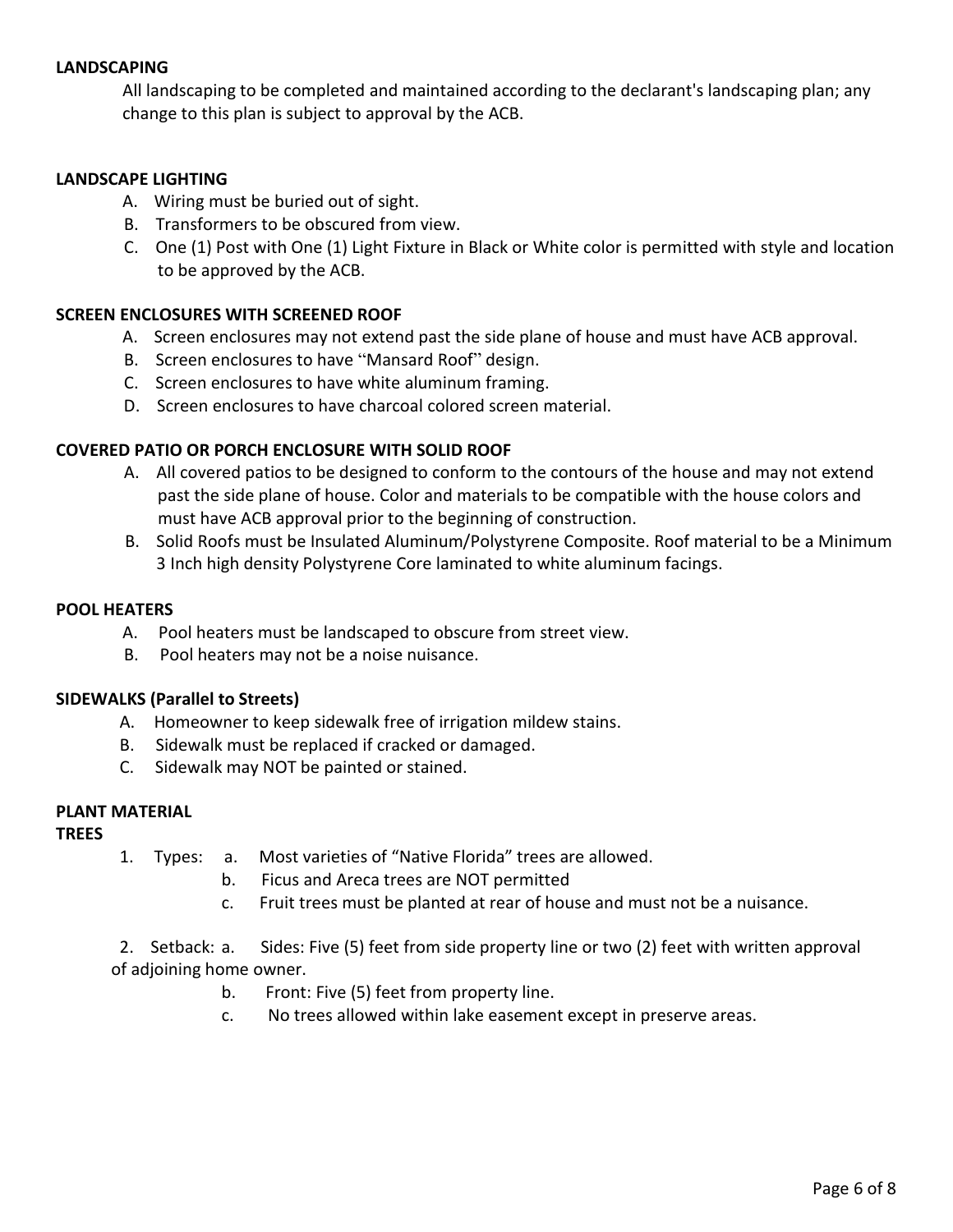**LANDSCAPING**

All landscaping to be completed and maintained according to the declarant's landscaping plan; any change to this plan is subject to approval by the ACB.

**LANDSCAPE LIGHTING**

A. Wiring must be buried out of sight.
B. Transformers to be obscured from view.
C. One (1) Post with One (1) Light Fixture in Black or White color is permitted with style and location to be approved by the ACB.

**SCREEN ENCLOSURES WITH SCREENED ROOF**

A. Screen enclosures may not extend past the side plane of house and must have ACB approval.
B. Screen enclosures to have "Mansard Roof" design.
C. Screen enclosures to have white aluminum framing.
D. Screen enclosures to have charcoal colored screen material.

**COVERED PATIO OR PORCH ENCLOSURE WITH SOLID ROOF**

A. All covered patios to be designed to conform to the contours of the house and may not extend past the side plane of house. Color and materials to be compatible with the house colors and must have ACB approval prior to the beginning of construction.
B. Solid Roofs must be Insulated Aluminum/Polystyrene Composite. Roof material to be a Minimum 3 Inch high density Polystyrene Core laminated to white aluminum facings.

**POOL HEATERS**

A. Pool heaters must be landscaped to obscure from street view.
B. Pool heaters may not be a noise nuisance.

**SIDEWALKS (Parallel to Streets)**

A. Homeowner to keep sidewalk free of irrigation mildew stains.
B. Sidewalk must be replaced if cracked or damaged.
C. Sidewalk may NOT be painted or stained.

**PLANT MATERIAL**

**TREES**

1. Types:
   a. Most varieties of "Native Florida" trees are allowed.
   b. Ficus and Areca trees are NOT permitted
   c. Fruit trees must be planted at rear of house and must not be a nuisance.

2. Setback:
   a. Sides: Five (5) feet from side property line or two (2) feet with written approval of adjoining home owner.
   b. Front: Five (5) feet from property line.
   c. No trees allowed within lake easement except in preserve areas.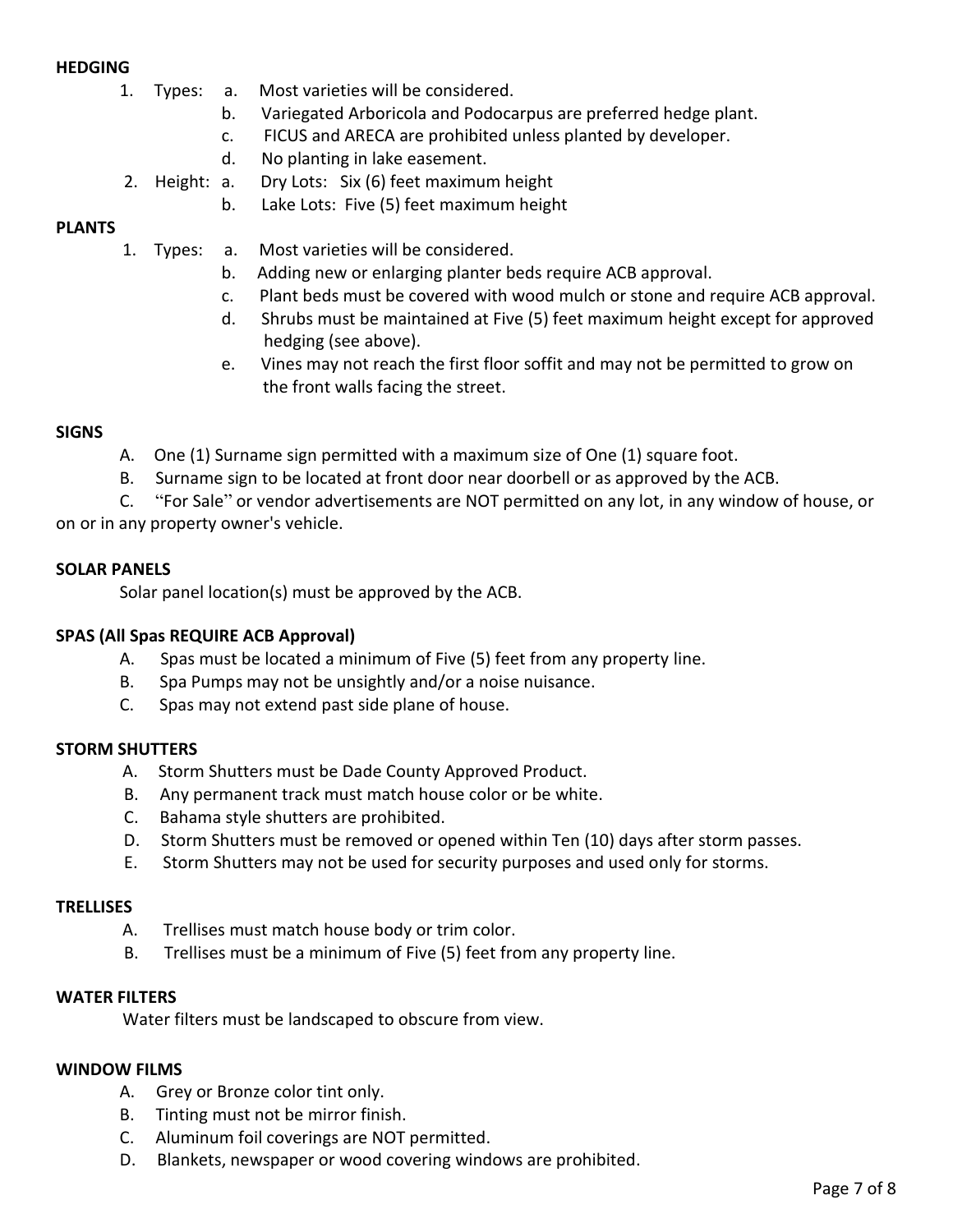**HEDGING**

1. Types:
   a. Most varieties will be considered.
   b. Variegated Arboricola and Podocarpus are preferred hedge plant.
   c. FICUS and ARECA are prohibited unless planted by developer.
   d. No planting in lake easement.
2. Height:
   a. Dry Lots: Six (6) feet maximum height
   b. Lake Lots: Five (5) feet maximum height

**PLANTS**

1. Types:
   a. Most varieties will be considered.
   b. Adding new or enlarging planter beds require ACB approval.
   c. Plant beds must be covered with wood mulch or stone and require ACB approval.
   d. Shrubs must be maintained at Five (5) feet maximum height except for approved hedging (see above).
   e. Vines may not reach the first floor soffit and may not be permitted to grow on the front walls facing the street.

**SIGNS**

A. One (1) Surname sign permitted with a maximum size of One (1) square foot.

B. Surname sign to be located at front door near doorbell or as approved by the ACB.

C. "For Sale" or vendor advertisements are NOT permitted on any lot, in any window of house, or on or in any property owner's vehicle.

**SOLAR PANELS**

Solar panel location(s) must be approved by the ACB.

**SPAS (All Spas REQUIRE ACB Approval)**

A. Spas must be located a minimum of Five (5) feet from any property line.

B. Spa Pumps may not be unsightly and/or a noise nuisance.

C. Spas may not extend past side plane of house.

**STORM SHUTTERS**

A. Storm Shutters must be Dade County Approved Product.

B. Any permanent track must match house color or be white.

C. Bahama style shutters are prohibited.

D. Storm Shutters must be removed or opened within Ten (10) days after storm passes.

E. Storm Shutters may not be used for security purposes and used only for storms.

**TRELLISES**

A. Trellises must match house body or trim color.

B. Trellises must be a minimum of Five (5) feet from any property line.

**WATER FILTERS**

Water filters must be landscaped to obscure from view.

**WINDOW FILMS**

A. Grey or Bronze color tint only.

B. Tinting must not be mirror finish.

C. Aluminum foil coverings are NOT permitted.

D. Blankets, newspaper or wood covering windows are prohibited.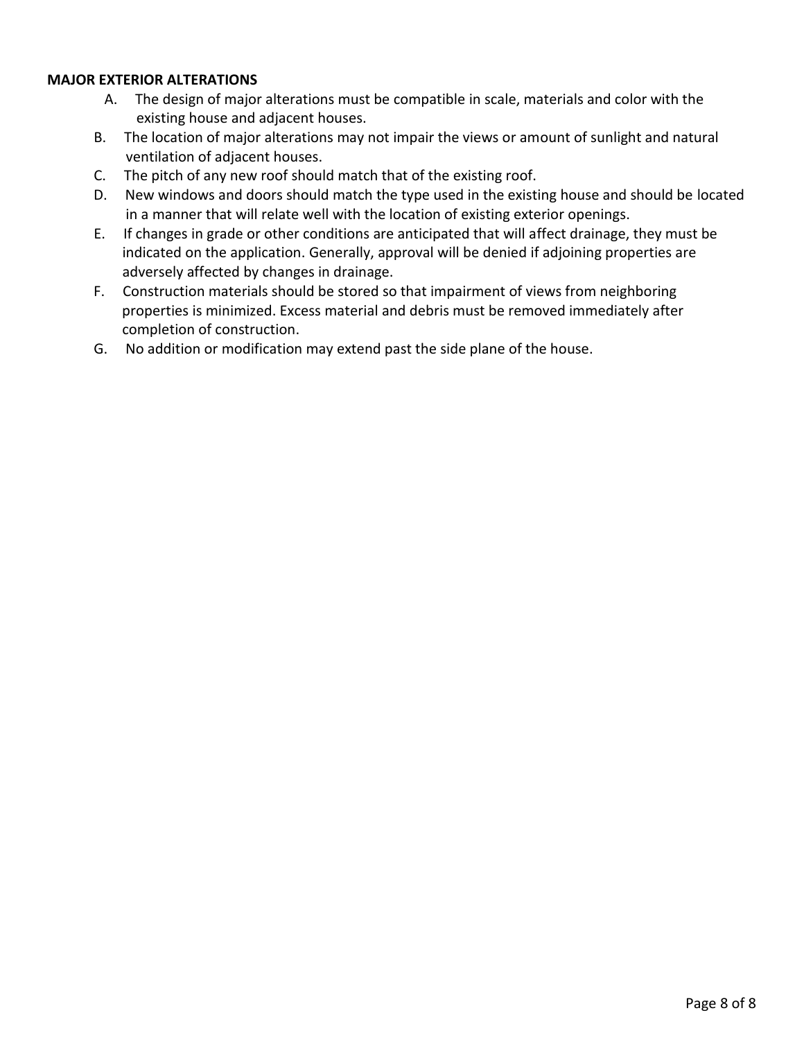**MAJOR EXTERIOR ALTERATIONS**

A. The design of major alterations must be compatible in scale, materials and color with the existing house and adjacent houses.

B. The location of major alterations may not impair the views or amount of sunlight and natural ventilation of adjacent houses.

C. The pitch of any new roof should match that of the existing roof.

D. New windows and doors should match the type used in the existing house and should be located in a manner that will relate well with the location of existing exterior openings.

E. If changes in grade or other conditions are anticipated that will affect drainage, they must be indicated on the application. Generally, approval will be denied if adjoining properties are adversely affected by changes in drainage.

F. Construction materials should be stored so that impairment of views from neighboring properties is minimized. Excess material and debris must be removed immediately after completion of construction.

G. No addition or modification may extend past the side plane of the house.